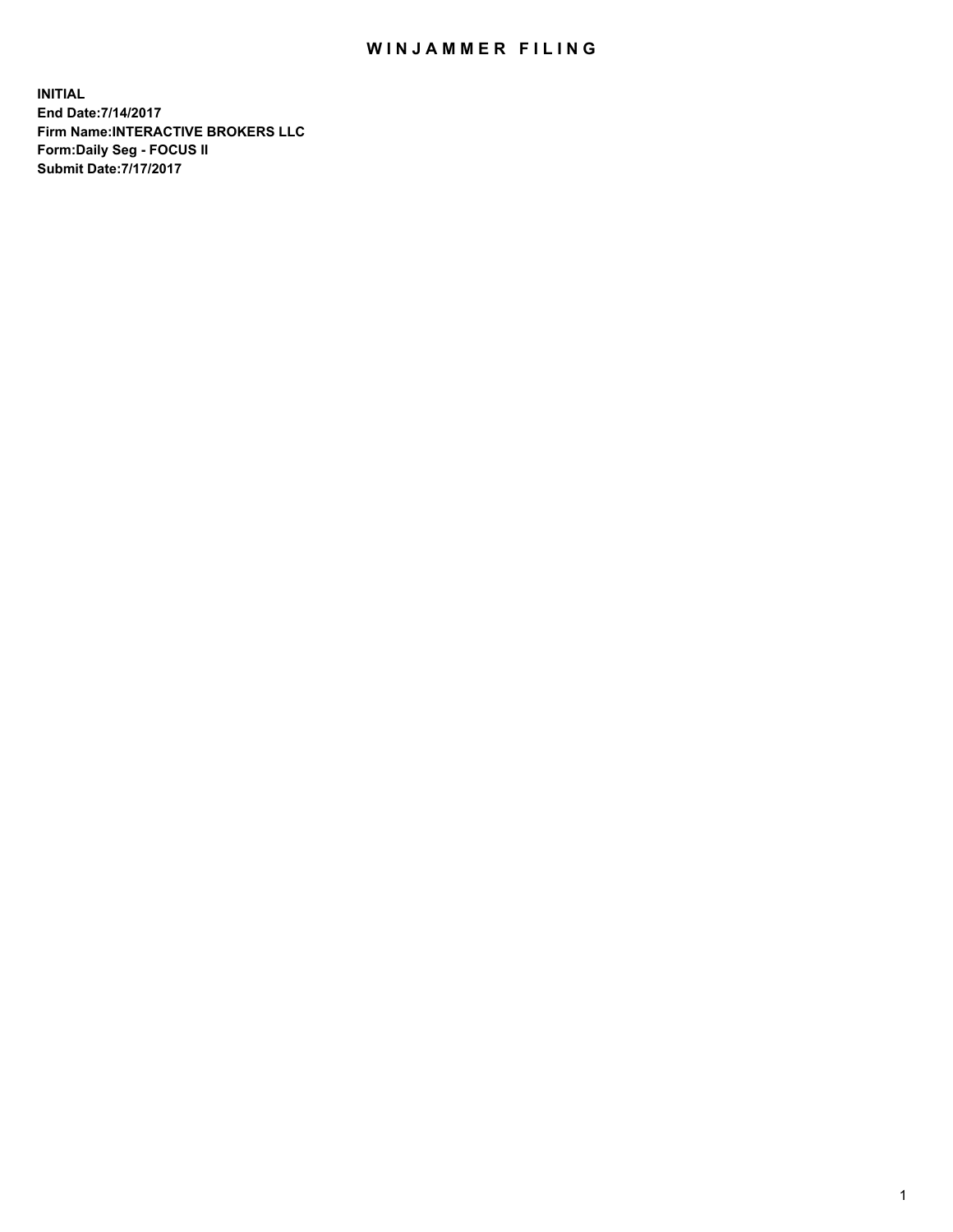# WINJAMMER FILING

**INITIAL**
**End Date:7/14/2017**
**Firm Name:INTERACTIVE BROKERS LLC**
**Form:Daily Seg - FOCUS II**
**Submit Date:7/17/2017**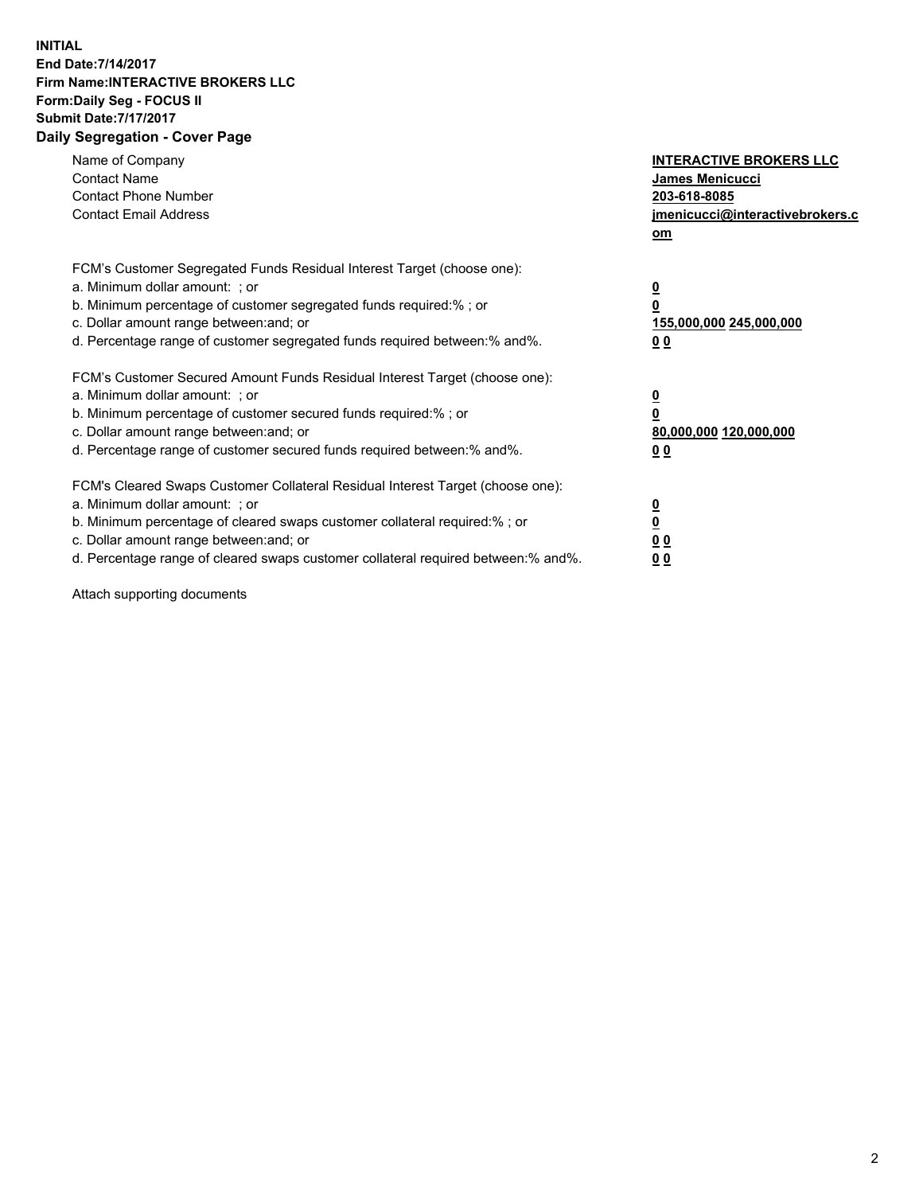**INITIAL**
**End Date:7/14/2017**
**Firm Name:INTERACTIVE BROKERS LLC**
**Form:Daily Seg - FOCUS II**
**Submit Date:7/17/2017**
**Daily Segregation - Cover Page**

| | |
|---|---|
| Name of Company | **INTERACTIVE BROKERS LLC** |
| Contact Name | **James Menicucci** |
| Contact Phone Number | **203-618-8085** |
| Contact Email Address | **jmenicucci@interactivebrokers.com** |

FCM's Customer Segregated Funds Residual Interest Target (choose one):

| | |
|---|---|
| a. Minimum dollar amount: ; or | **0** |
| b. Minimum percentage of customer segregated funds required:% ; or | **0** |
| c. Dollar amount range between:and; or | **155,000,000 245,000,000** |
| d. Percentage range of customer segregated funds required between:% and%. | **0 0** |

FCM's Customer Secured Amount Funds Residual Interest Target (choose one):

| | |
|---|---|
| a. Minimum dollar amount: ; or | **0** |
| b. Minimum percentage of customer secured funds required:% ; or | **0** |
| c. Dollar amount range between:and; or | **80,000,000 120,000,000** |
| d. Percentage range of customer secured funds required between:% and%. | **0 0** |

FCM's Cleared Swaps Customer Collateral Residual Interest Target (choose one):

| | |
|---|---|
| a. Minimum dollar amount: ; or | **0** |
| b. Minimum percentage of cleared swaps customer collateral required:% ; or | **0** |
| c. Dollar amount range between:and; or | **0 0** |
| d. Percentage range of cleared swaps customer collateral required between:% and%. | **0 0** |

Attach supporting documents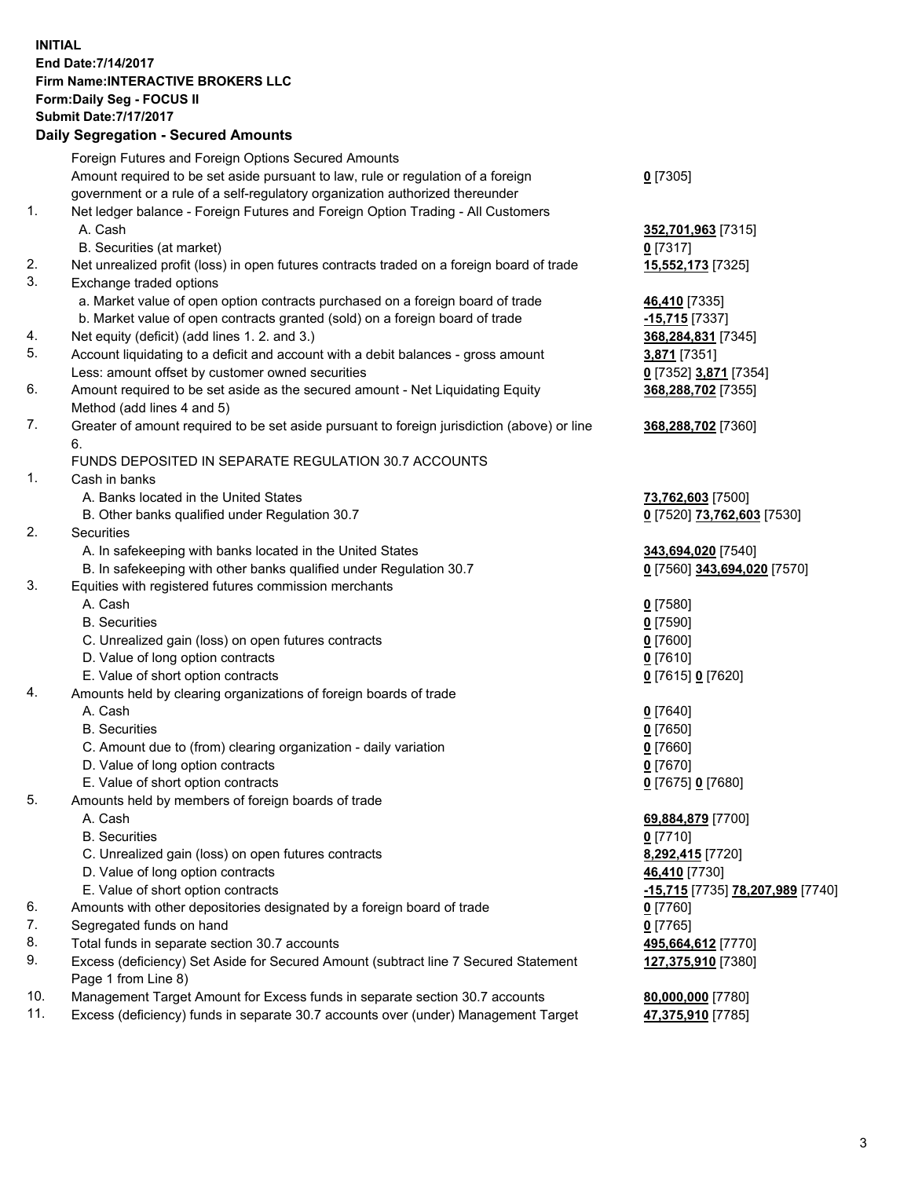**INITIAL**
**End Date:7/14/2017**
**Firm Name:INTERACTIVE BROKERS LLC**
**Form:Daily Seg - FOCUS II**
**Submit Date:7/17/2017**
**Daily Segregation - Secured Amounts**

| | | |
|---|---|---|
| | Foreign Futures and Foreign Options Secured Amounts | |
| | Amount required to be set aside pursuant to law, rule or regulation of a foreign government or a rule of a self-regulatory organization authorized thereunder | **0** [7305] |
| 1. | Net ledger balance - Foreign Futures and Foreign Option Trading - All Customers | |
| | A. Cash | **352,701,963** [7315] |
| | B. Securities (at market) | **0** [7317] |
| 2. | Net unrealized profit (loss) in open futures contracts traded on a foreign board of trade | **15,552,173** [7325] |
| 3. | Exchange traded options | |
| | a. Market value of open option contracts purchased on a foreign board of trade | **46,410** [7335] |
| | b. Market value of open contracts granted (sold) on a foreign board of trade | **-15,715** [7337] |
| 4. | Net equity (deficit) (add lines 1. 2. and 3.) | **368,284,831** [7345] |
| 5. | Account liquidating to a deficit and account with a debit balances - gross amount | **3,871** [7351] |
| | Less: amount offset by customer owned securities | **0** [7352] **3,871** [7354] |
| 6. | Amount required to be set aside as the secured amount - Net Liquidating Equity Method (add lines 4 and 5) | **368,288,702** [7355] |
| 7. | Greater of amount required to be set aside pursuant to foreign jurisdiction (above) or line 6. | **368,288,702** [7360] |
| | FUNDS DEPOSITED IN SEPARATE REGULATION 30.7 ACCOUNTS | |
| 1. | Cash in banks | |
| | A. Banks located in the United States | **73,762,603** [7500] |
| | B. Other banks qualified under Regulation 30.7 | **0** [7520] **73,762,603** [7530] |
| 2. | Securities | |
| | A. In safekeeping with banks located in the United States | **343,694,020** [7540] |
| | B. In safekeeping with other banks qualified under Regulation 30.7 | **0** [7560] **343,694,020** [7570] |
| 3. | Equities with registered futures commission merchants | |
| | A. Cash | **0** [7580] |
| | B. Securities | **0** [7590] |
| | C. Unrealized gain (loss) on open futures contracts | **0** [7600] |
| | D. Value of long option contracts | **0** [7610] |
| | E. Value of short option contracts | **0** [7615] **0** [7620] |
| 4. | Amounts held by clearing organizations of foreign boards of trade | |
| | A. Cash | **0** [7640] |
| | B. Securities | **0** [7650] |
| | C. Amount due to (from) clearing organization - daily variation | **0** [7660] |
| | D. Value of long option contracts | **0** [7670] |
| | E. Value of short option contracts | **0** [7675] **0** [7680] |
| 5. | Amounts held by members of foreign boards of trade | |
| | A. Cash | **69,884,879** [7700] |
| | B. Securities | **0** [7710] |
| | C. Unrealized gain (loss) on open futures contracts | **8,292,415** [7720] |
| | D. Value of long option contracts | **46,410** [7730] |
| | E. Value of short option contracts | **-15,715** [7735] **78,207,989** [7740] |
| 6. | Amounts with other depositories designated by a foreign board of trade | **0** [7760] |
| 7. | Segregated funds on hand | **0** [7765] |
| 8. | Total funds in separate section 30.7 accounts | **495,664,612** [7770] |
| 9. | Excess (deficiency) Set Aside for Secured Amount (subtract line 7 Secured Statement Page 1 from Line 8) | **127,375,910** [7380] |
| 10. | Management Target Amount for Excess funds in separate section 30.7 accounts | **80,000,000** [7780] |
| 11. | Excess (deficiency) funds in separate 30.7 accounts over (under) Management Target | **47,375,910** [7785] |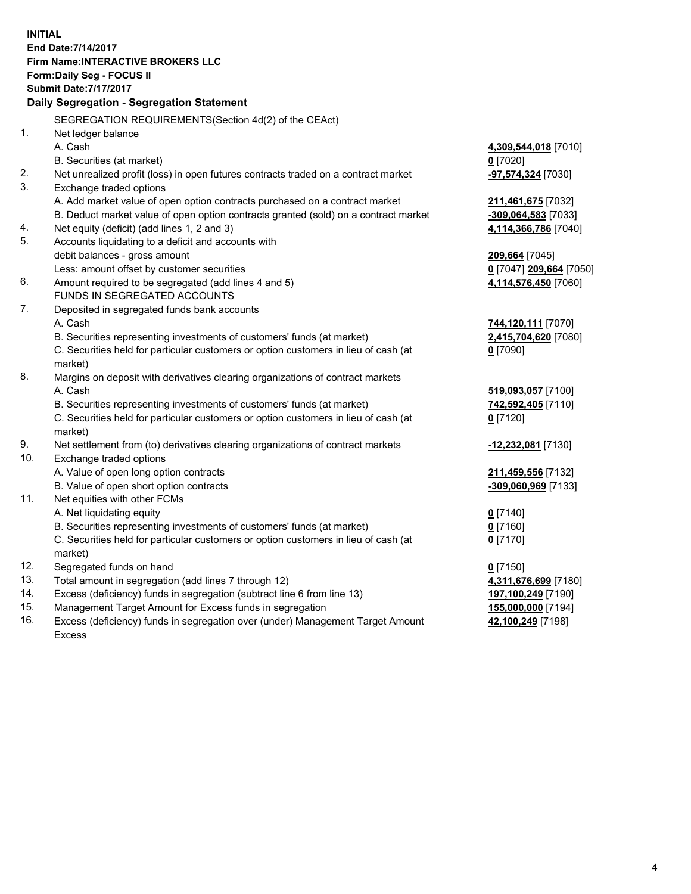**INITIAL**
**End Date:7/14/2017**
**Firm Name:INTERACTIVE BROKERS LLC**
**Form:Daily Seg - FOCUS II**
**Submit Date:7/17/2017**
**Daily Segregation - Segregation Statement**

SEGREGATION REQUIREMENTS(Section 4d(2) of the CEAct)

| | | |
|---|---|---|
| 1. | Net ledger balance | |
| | A. Cash | **4,309,544,018** [7010] |
| | B. Securities (at market) | **0** [7020] |
| 2. | Net unrealized profit (loss) in open futures contracts traded on a contract market | **-97,574,324** [7030] |
| 3. | Exchange traded options | |
| | A. Add market value of open option contracts purchased on a contract market | **211,461,675** [7032] |
| | B. Deduct market value of open option contracts granted (sold) on a contract market | **-309,064,583** [7033] |
| 4. | Net equity (deficit) (add lines 1, 2 and 3) | **4,114,366,786** [7040] |
| 5. | Accounts liquidating to a deficit and accounts with debit balances - gross amount | **209,664** [7045] |
| | Less: amount offset by customer securities | **0** [7047] **209,664** [7050] |
| 6. | Amount required to be segregated (add lines 4 and 5) | **4,114,576,450** [7060] |
| | FUNDS IN SEGREGATED ACCOUNTS | |
| 7. | Deposited in segregated funds bank accounts | |
| | A. Cash | **744,120,111** [7070] |
| | B. Securities representing investments of customers' funds (at market) | **2,415,704,620** [7080] |
| | C. Securities held for particular customers or option customers in lieu of cash (at market) | **0** [7090] |
| 8. | Margins on deposit with derivatives clearing organizations of contract markets | |
| | A. Cash | **519,093,057** [7100] |
| | B. Securities representing investments of customers' funds (at market) | **742,592,405** [7110] |
| | C. Securities held for particular customers or option customers in lieu of cash (at market) | **0** [7120] |
| 9. | Net settlement from (to) derivatives clearing organizations of contract markets | **-12,232,081** [7130] |
| 10. | Exchange traded options | |
| | A. Value of open long option contracts | **211,459,556** [7132] |
| | B. Value of open short option contracts | **-309,060,969** [7133] |
| 11. | Net equities with other FCMs | |
| | A. Net liquidating equity | **0** [7140] |
| | B. Securities representing investments of customers' funds (at market) | **0** [7160] |
| | C. Securities held for particular customers or option customers in lieu of cash (at market) | **0** [7170] |
| 12. | Segregated funds on hand | **0** [7150] |
| 13. | Total amount in segregation (add lines 7 through 12) | **4,311,676,699** [7180] |
| 14. | Excess (deficiency) funds in segregation (subtract line 6 from line 13) | **197,100,249** [7190] |
| 15. | Management Target Amount for Excess funds in segregation | **155,000,000** [7194] |
| 16. | Excess (deficiency) funds in segregation over (under) Management Target Amount Excess | **42,100,249** [7198] |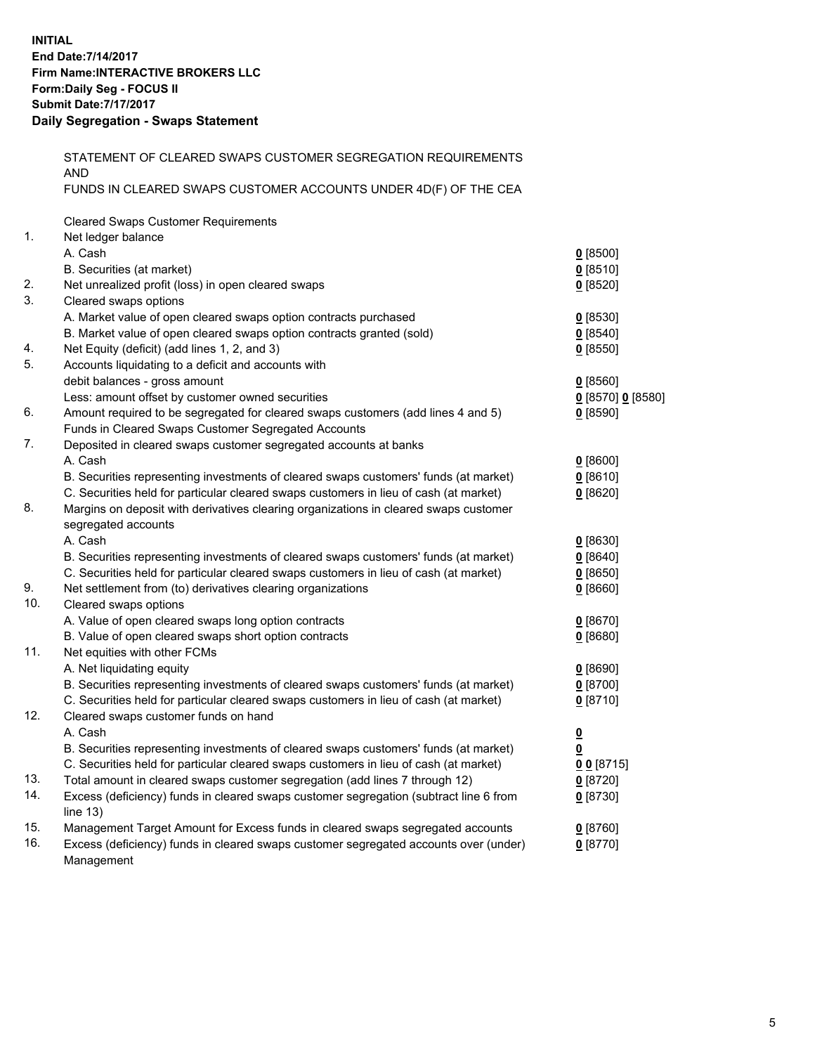**INITIAL**
**End Date:7/14/2017**
**Firm Name:INTERACTIVE BROKERS LLC**
**Form:Daily Seg - FOCUS II**
**Submit Date:7/17/2017**
**Daily Segregation - Swaps Statement**

STATEMENT OF CLEARED SWAPS CUSTOMER SEGREGATION REQUIREMENTS AND FUNDS IN CLEARED SWAPS CUSTOMER ACCOUNTS UNDER 4D(F) OF THE CEA

| | | |
|---|---|---|
| | Cleared Swaps Customer Requirements | |
| 1. | Net ledger balance | |
| | A. Cash | 0 [8500] |
| | B. Securities (at market) | 0 [8510] |
| 2. | Net unrealized profit (loss) in open cleared swaps | 0 [8520] |
| 3. | Cleared swaps options | |
| | A. Market value of open cleared swaps option contracts purchased | 0 [8530] |
| | B. Market value of open cleared swaps option contracts granted (sold) | 0 [8540] |
| 4. | Net Equity (deficit) (add lines 1, 2, and 3) | 0 [8550] |
| 5. | Accounts liquidating to a deficit and accounts with debit balances - gross amount | 0 [8560] |
| | Less: amount offset by customer owned securities | 0 [8570] 0 [8580] |
| 6. | Amount required to be segregated for cleared swaps customers (add lines 4 and 5) | 0 [8590] |
| | Funds in Cleared Swaps Customer Segregated Accounts | |
| 7. | Deposited in cleared swaps customer segregated accounts at banks | |
| | A. Cash | 0 [8600] |
| | B. Securities representing investments of cleared swaps customers' funds (at market) | 0 [8610] |
| | C. Securities held for particular cleared swaps customers in lieu of cash (at market) | 0 [8620] |
| 8. | Margins on deposit with derivatives clearing organizations in cleared swaps customer segregated accounts | |
| | A. Cash | 0 [8630] |
| | B. Securities representing investments of cleared swaps customers' funds (at market) | 0 [8640] |
| | C. Securities held for particular cleared swaps customers in lieu of cash (at market) | 0 [8650] |
| 9. | Net settlement from (to) derivatives clearing organizations | 0 [8660] |
| 10. | Cleared swaps options | |
| | A. Value of open cleared swaps long option contracts | 0 [8670] |
| | B. Value of open cleared swaps short option contracts | 0 [8680] |
| 11. | Net equities with other FCMs | |
| | A. Net liquidating equity | 0 [8690] |
| | B. Securities representing investments of cleared swaps customers' funds (at market) | 0 [8700] |
| | C. Securities held for particular cleared swaps customers in lieu of cash (at market) | 0 [8710] |
| 12. | Cleared swaps customer funds on hand | |
| | A. Cash | 0 |
| | B. Securities representing investments of cleared swaps customers' funds (at market) | 0 |
| | C. Securities held for particular cleared swaps customers in lieu of cash (at market) | 0 0 [8715] |
| 13. | Total amount in cleared swaps customer segregation (add lines 7 through 12) | 0 [8720] |
| 14. | Excess (deficiency) funds in cleared swaps customer segregation (subtract line 6 from line 13) | 0 [8730] |
| 15. | Management Target Amount for Excess funds in cleared swaps segregated accounts | 0 [8760] |
| 16. | Excess (deficiency) funds in cleared swaps customer segregated accounts over (under) Management | 0 [8770] |